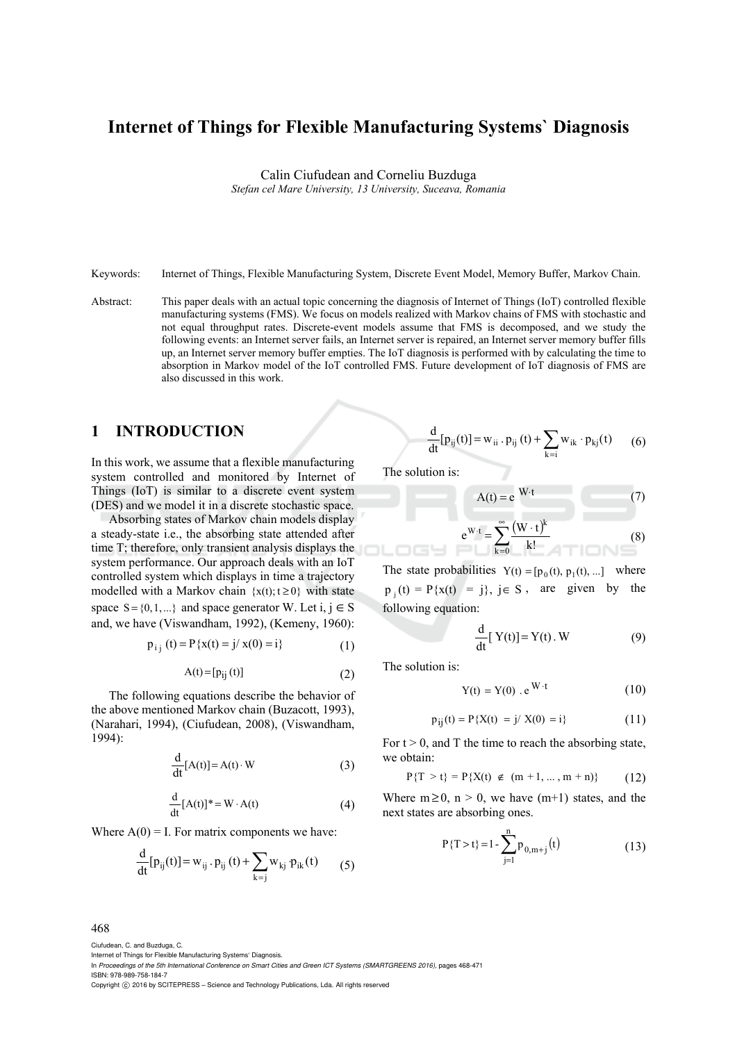# Internet of Things for Flexible Manufacturing Systems` Diagnosis

Calin Ciufudean and Corneliu Buzduga

*Stefan cel Mare University, 13 University, Suceava, Romania*

Keywords: Internet of Things, Flexible Manufacturing System, Discrete Event Model, Memory Buffer, Markov Chain.

Abstract: This paper deals with an actual topic concerning the diagnosis of Internet of Things (IoT) controlled flexible manufacturing systems (FMS). We focus on models realized with Markov chains of FMS with stochastic and not equal throughput rates. Discrete-event models assume that FMS is decomposed, and we study the following events: an Internet server fails, an Internet server is repaired, an Internet server memory buffer fills up, an Internet server memory buffer empties. The IoT diagnosis is performed with by calculating the time to absorption in Markov model of the IoT controlled FMS. Future development of IoT diagnosis of FMS are also discussed in this work.

## 1 INTRODUCTION

In this work, we assume that a flexible manufacturing system controlled and monitored by Internet of Things (IoT) is similar to a discrete event system (DES) and we model it in a discrete stochastic space.

Absorbing states of Markov chain models display a steady-state i.e., the absorbing state attended after time T; therefore, only transient analysis displays the system performance. Our approach deals with an IoT controlled system which displays in time a trajectory modelled with a Markov chain $\{x(t); t \geq 0\}$ with state space $S = \{0, 1, ...\}$ and space generator W. Let $i, j \in S$ and, we have (Viswandham, 1992), (Kemeny, 1960):

$$p_{ij}(t) = P\{x(t) = j / x(0) = i\} \tag{1}$$

$$A(t) = [p_{ij}(t)] \tag{2}$$

The following equations describe the behavior of the above mentioned Markov chain (Buzacott, 1993), (Narahari, 1994), (Ciufudean, 2008), (Viswandham, 1994):

$$\frac{d}{dt}[A(t)] = A(t) \cdot W \tag{3}$$

$$\frac{d}{dt}[A(t)]^* = W \cdot A(t) \tag{4}$$

Where A(0) = I. For matrix components we have:

$$\frac{d}{dt}[p_{ij}(t)] = w_{ij} \cdot p_{ij}(t) + \sum_{k=j} w_{kj} \cdot p_{ik}(t) \tag{5}$$

$$\frac{d}{dt}[p_{ij}(t)] = w_{ii} \cdot p_{ij}(t) + \sum_{k=i} w_{ik} \cdot p_{kj}(t) \tag{6}$$

The solution is:

$$A(t) = e^{W \cdot t} \tag{7}$$

$$e^{W \cdot t} = \sum_{k=0}^{\infty} \frac{(W \cdot t)^k}{k!} \tag{8}$$

The state probabilities $Y(t) = [p_0(t), p_1(t), ...]$ where $p_j(t) = P\{x(t) = j\}$, $j \in S$, are given by the following equation:

$$\frac{d}{dt}[Y(t)] = Y(t) \cdot W \tag{9}$$

The solution is:

$$Y(t) = Y(0) \cdot e^{W \cdot t} \tag{10}$$

$$p_{ij}(t) = P\{X(t) = j / X(0) = i\} \tag{11}$$

For t > 0, and T the time to reach the absorbing state, we obtain:

$$P\{T > t\} = P\{X(t) \notin (m+1, ..., m+n)\} \tag{12}$$

Where $m \geq 0$, $n > 0$, we have (m+1) states, and the next states are absorbing ones.

$$P\{T > t\} = 1 - \sum_{j=1}^{n} p_{0,m+j}(t) \tag{13}$$

Ciufudean, C. and Buzduga, C.
Internet of Things for Flexible Manufacturing Systems' Diagnosis.
In *Proceedings of the 5th International Conference on Smart Cities and Green ICT Systems (SMARTGREENS 2016)*, pages 468-471
ISBN: 978-989-758-184-7
Copyright © 2016 by SCITEPRESS – Science and Technology Publications, Lda. All rights reserved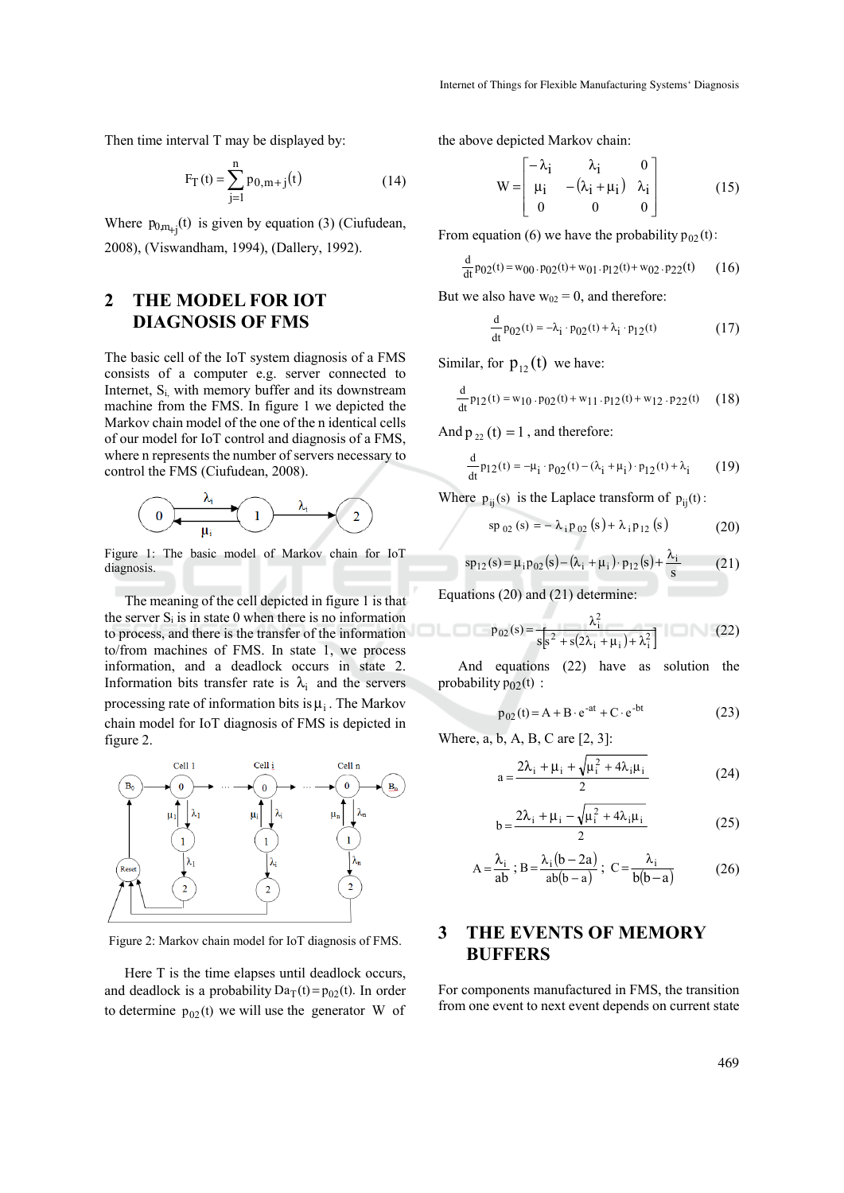Then time interval T may be displayed by:

$$F_T(t) = \sum_{j=1}^{n} p_{0,m+j}(t) \tag{14}$$

Where $p_{0m_{+j}}(t)$ is given by equation (3) (Ciufudean, 2008), (Viswandham, 1994), (Dallery, 1992).

## 2 THE MODEL FOR IOT DIAGNOSIS OF FMS

The basic cell of the IoT system diagnosis of a FMS consists of a computer e.g. server connected to Internet, $S_i$, with memory buffer and its downstream machine from the FMS. In figure 1 we depicted the Markov chain model of the one of the n identical cells of our model for IoT control and diagnosis of a FMS, where n represents the number of servers necessary to control the FMS (Ciufudean, 2008).

Figure 1: The basic model of Markov chain for IoT diagnosis.

The meaning of the cell depicted in figure 1 is that the server $S_i$ is in state 0 when there is no information to process, and there is the transfer of the information to/from machines of FMS. In state 1, we process information, and a deadlock occurs in state 2. Information bits transfer rate is $\lambda_i$ and the servers processing rate of information bits is $\mu_i$. The Markov chain model for IoT diagnosis of FMS is depicted in figure 2.

Figure 2: Markov chain model for IoT diagnosis of FMS.

Here T is the time elapses until deadlock occurs, and deadlock is a probability $Da_T(t) = p_{02}(t)$. In order to determine $p_{02}(t)$ we will use the generator W of the above depicted Markov chain:

$$W = \begin{bmatrix} -\lambda_i & \lambda_i & 0 \\ \mu_i & -(\lambda_i + \mu_i) & \lambda_i \\ 0 & 0 & 0 \end{bmatrix} \tag{15}$$

From equation (6) we have the probability $p_{02}(t)$:

$$\frac{d}{dt} p_{02}(t) = w_{00} \cdot p_{02}(t) + w_{01} \cdot p_{12}(t) + w_{02} \cdot p_{22}(t) \tag{16}$$

But we also have $w_{02} = 0$, and therefore:

$$\frac{d}{dt} p_{02}(t) = -\lambda_i \cdot p_{02}(t) + \lambda_i \cdot p_{12}(t) \tag{17}$$

Similar, for $p_{12}(t)$ we have:

$$\frac{d}{dt} p_{12}(t) = w_{10} \cdot p_{02}(t) + w_{11} \cdot p_{12}(t) + w_{12} \cdot p_{22}(t) \tag{18}$$

And $p_{22}(t) = 1$, and therefore:

$$\frac{d}{dt} p_{12}(t) = -\mu_i \cdot p_{02}(t) - (\lambda_i + \mu_i) \cdot p_{12}(t) + \lambda_i \tag{19}$$

Where $p_{ij}(s)$ is the Laplace transform of $p_{ij}(t)$:

$$sp_{02}(s) = -\lambda_i p_{02}(s) + \lambda_i p_{12}(s) \tag{20}$$

$$sp_{12}(s) = \mu_i p_{02}(s) - (\lambda_i + \mu_i) \cdot p_{12}(s) + \frac{\lambda_i}{s} \tag{21}$$

Equations (20) and (21) determine:

$$p_{02}(s) = \frac{\lambda_i^2}{s\left[s^2 + s(2\lambda_i + \mu_i) + \lambda_i^2\right]} \tag{22}$$

And equations (22) have as solution the probability $p_{02}(t)$ :

$$p_{02}(t) = A + B \cdot e^{-at} + C \cdot e^{-bt} \tag{23}$$

Where, a, b, A, B, C are [2, 3]:

$$a = \frac{2\lambda_i + \mu_i + \sqrt{\mu_i^2 + 4\lambda_i\mu_i}}{2} \tag{24}$$

$$b = \frac{2\lambda_i + \mu_i - \sqrt{\mu_i^2 + 4\lambda_i\mu_i}}{2} \tag{25}$$

$$A = \frac{\lambda_i}{ab}; B = \frac{\lambda_i(b - 2a)}{ab(b - a)}; C = \frac{\lambda_i}{b(b - a)} \tag{26}$$

## 3 THE EVENTS OF MEMORY BUFFERS

For components manufactured in FMS, the transition from one event to next event depends on current state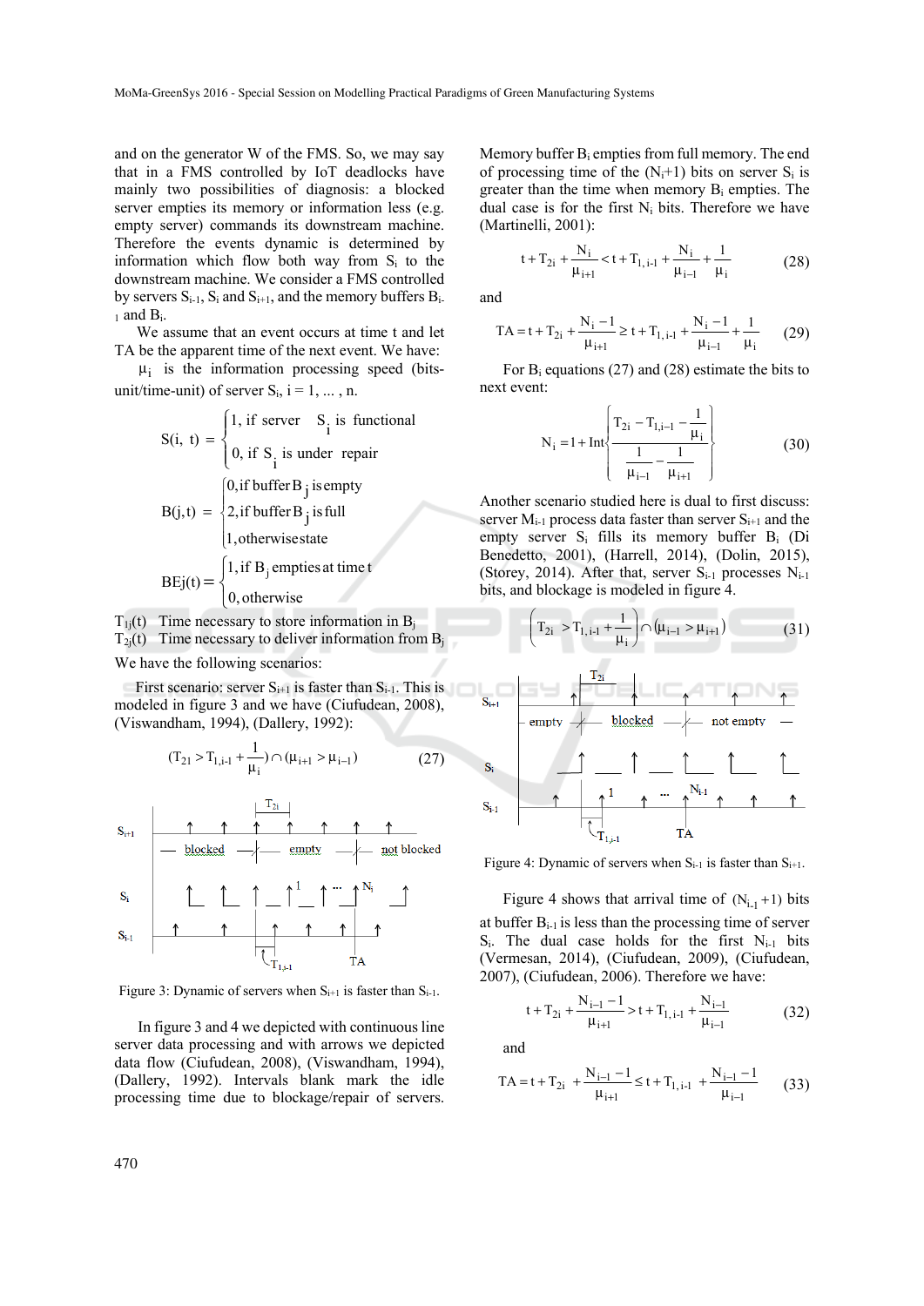and on the generator W of the FMS. So, we may say that in a FMS controlled by IoT deadlocks have mainly two possibilities of diagnosis: a blocked server empties its memory or information less (e.g. empty server) commands its downstream machine. Therefore the events dynamic is determined by information which flow both way from $S_i$ to the downstream machine. We consider a FMS controlled by servers $S_{i-1}$, $S_i$ and $S_{i+1}$, and the memory buffers $B_{i-1}$ and $B_i$.

We assume that an event occurs at time t and let TA be the apparent time of the next event. We have:

$\mu_i$ is the information processing speed (bits-unit/time-unit) of server $S_i$, i = 1, ... , n.

$$S(i,\ t) = \begin{cases} 1, \text{ if server } S_i \text{ is functional} \\ 0, \text{ if } S_i \text{ is under repair} \end{cases}$$

$$B(j,t) = \begin{cases} 0, \text{if buffer } B_j \text{ is empty} \\ 2, \text{if buffer } B_j \text{ is full} \\ 1, \text{otherwise state} \end{cases}$$

$$BEj(t) = \begin{cases} 1, \text{if } B_j \text{ empties at time } t \\ 0, \text{otherwise} \end{cases}$$

$T_{1j}(t)$ Time necessary to store information in $B_j$
$T_{2j}(t)$ Time necessary to deliver information from $B_j$

We have the following scenarios:

First scenario: server $S_{i+1}$ is faster than $S_{i-1}$. This is modeled in figure 3 and we have (Ciufudean, 2008), (Viswandham, 1994), (Dallery, 1992):

$$(T_{21} > T_{1,i-1} + \frac{1}{\mu_i}) \cap (\mu_{i+1} > \mu_{i-1}) \tag{27}$$

Figure 3: Dynamic of servers when $S_{i+1}$ is faster than $S_{i-1}$.

In figure 3 and 4 we depicted with continuous line server data processing and with arrows we depicted data flow (Ciufudean, 2008), (Viswandham, 1994), (Dallery, 1992). Intervals blank mark the idle processing time due to blockage/repair of servers. Memory buffer $B_i$ empties from full memory. The end of processing time of the ($N_i$+1) bits on server $S_i$ is greater than the time when memory $B_i$ empties. The dual case is for the first $N_i$ bits. Therefore we have (Martinelli, 2001):

$$t + T_{2i} + \frac{N_i}{\mu_{i+1}} < t + T_{1,i-1} + \frac{N_i}{\mu_{i-1}} + \frac{1}{\mu_i} \tag{28}$$

and

$$TA = t + T_{2i} + \frac{N_i - 1}{\mu_{i+1}} \geq t + T_{1,i-1} + \frac{N_i - 1}{\mu_{i-1}} + \frac{1}{\mu_i} \tag{29}$$

For $B_i$ equations (27) and (28) estimate the bits to next event:

$$N_i = 1 + \text{Int}\left\{ \frac{T_{2i} - T_{1,i-1} - \frac{1}{\mu_i}}{\frac{1}{\mu_{i-1}} - \frac{1}{\mu_{i+1}}} \right\} \tag{30}$$

Another scenario studied here is dual to first discuss: server $M_{i-1}$ process data faster than server $S_{i+1}$ and the empty server $S_i$ fills its memory buffer $B_i$ (Di Benedetto, 2001), (Harrell, 2014), (Dolin, 2015), (Storey, 2014). After that, server $S_{i-1}$ processes $N_{i-1}$ bits, and blockage is modeled in figure 4.

$$\left( T_{2i} > T_{1,i-1} + \frac{1}{\mu_i} \right) \cap (\mu_{i-1} > \mu_{i+1}) \tag{31}$$

Figure 4: Dynamic of servers when $S_{i-1}$ is faster than $S_{i+1}$.

Figure 4 shows that arrival time of $(N_{i-1}+1)$ bits at buffer $B_{i-1}$ is less than the processing time of server $S_i$. The dual case holds for the first $N_{i-1}$ bits (Vermesan, 2014), (Ciufudean, 2009), (Ciufudean, 2007), (Ciufudean, 2006). Therefore we have:

$$t + T_{2i} + \frac{N_{i-1} - 1}{\mu_{i+1}} > t + T_{1,i-1} + \frac{N_{i-1}}{\mu_{i-1}} \tag{32}$$

and

$$TA = t + T_{2i} + \frac{N_{i-1} - 1}{\mu_{i+1}} \leq t + T_{1,i-1} + \frac{N_{i-1} - 1}{\mu_{i-1}} \tag{33}$$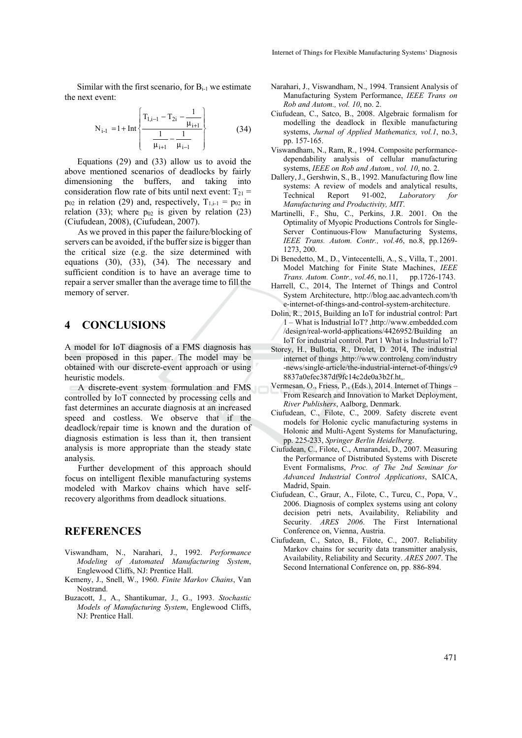Similar with the first scenario, for $B_{i-1}$ we estimate the next event:

$$N_{i-1} = 1 + \text{Int}\left\{ \frac{T_{1,i-1} - T_{2i} - \frac{1}{\mu_{i+1}}}{\frac{1}{\mu_{i+1}} - \frac{1}{\mu_{i-1}}} \right\} \tag{34}$$

Equations (29) and (33) allow us to avoid the above mentioned scenarios of deadlocks by fairly dimensioning the buffers, and taking into consideration flow rate of bits until next event: $T_{21} = p_{02}$ in relation (29) and, respectively, $T_{1,i-1} = p_{02}$ in relation (33); where $p_{02}$ is given by relation (23) (Ciufudean, 2008), (Ciufudean, 2007).

As we proved in this paper the failure/blocking of servers can be avoided, if the buffer size is bigger than the critical size (e.g. the size determined with equations (30), (33), (34). The necessary and sufficient condition is to have an average time to repair a server smaller than the average time to fill the memory of server.

## 4 CONCLUSIONS

A model for IoT diagnosis of a FMS diagnosis has been proposed in this paper. The model may be obtained with our discrete-event approach or using heuristic models.

A discrete-event system formulation and FMS controlled by IoT connected by processing cells and fast determines an accurate diagnosis at an increased speed and costless. We observe that if the deadlock/repair time is known and the duration of diagnosis estimation is less than it, then transient analysis is more appropriate than the steady state analysis.

Further development of this approach should focus on intelligent flexible manufacturing systems modeled with Markov chains which have self-recovery algorithms from deadlock situations.

## REFERENCES

Viswandham, N., Narahari, J., 1992. *Performance Modeling of Automated Manufacturing System*, Englewood Cliffs, NJ: Prentice Hall.

Kemeny, J., Snell, W., 1960. *Finite Markov Chains*, Van Nostrand.

Buzacott, J., A., Shantikumar, J., G., 1993. *Stochastic Models of Manufacturing System*, Englewood Cliffs, NJ: Prentice Hall.

Narahari, J., Viswandham, N., 1994. Transient Analysis of Manufacturing System Performance, *IEEE Trans on Rob and Autom., vol. 10*, no. 2.

Ciufudean, C., Satco, B., 2008. Algebraic formalism for modelling the deadlock in flexible manufacturing systems, *Jurnal of Applied Mathematics, vol.1*, no.3, pp. 157-165.

Viswandham, N., Ram, R., 1994. Composite performance-dependability analysis of cellular manufacturing systems, *IEEE on Rob and Autom., vol. 10*, no. 2.

Dallery, J., Gershwin, S., B., 1992. Manufacturing flow line systems: A review of models and analytical results, Technical Report 91-002, *Laboratory for Manufacturing and Productivity, MIT*.

Martinelli, F., Shu, C., Perkins, J.R. 2001. On the Optimality of Myopic Productions Controls for Single-Server Continuous-Flow Manufacturing Systems, *IEEE Trans. Autom. Contr., vol.46*, no.8, pp.1269-1273, 200.

Di Benedetto, M., D., Vintecentelli, A., S., Villa, T., 2001. Model Matching for Finite State Machines, *IEEE Trans. Autom. Contr., vol.46*, no.11, pp.1726-1743.

Harrell, C., 2014, The Internet of Things and Control System Architecture, http://blog.aac.advantech.com/the-internet-of-things-and-control-system-architecture.

Dolin, R., 2015, Building an IoT for industrial control: Part 1 – What is Industrial IoT? ,http://www.embedded.com/design/real-world-applications/4426952/Building an IoT for industrial control. Part 1 What is Industrial IoT?

Storey, H., Bullotta, R., Drolet, D. 2014, The industrial internet of things ,http://www.controleng.com/industry-news/single-article/the-industrial-internet-of-things/c98837a0efec387df9fc14c2de0a3b2f.ht,.

Vermesan, O., Friess, P., (Eds.), 2014. Internet of Things – From Research and Innovation to Market Deployment, *River Publishers*, Aalborg, Denmark.

Ciufudean, C., Filote, C., 2009. Safety discrete event models for Holonic cyclic manufacturing systems in Holonic and Multi-Agent Systems for Manufacturing, pp. 225-233, *Springer Berlin Heidelberg*.

Ciufudean, C., Filote, C., Amarandei, D., 2007. Measuring the Performance of Distributed Systems with Discrete Event Formalisms, *Proc. of The 2nd Seminar for Advanced Industrial Control Applications*, SAICA, Madrid, Spain.

Ciufudean, C., Graur, A., Filote, C., Turcu, C., Popa, V., 2006. Diagnosis of complex systems using ant colony decision petri nets, Availability, Reliability and Security. *ARES 2006*. The First International Conference on, Vienna, Austria.

Ciufudean, C., Satco, B., Filote, C., 2007. Reliability Markov chains for security data transmitter analysis, Availability, Reliability and Security. *ARES 2007*. The Second International Conference on, pp. 886-894.